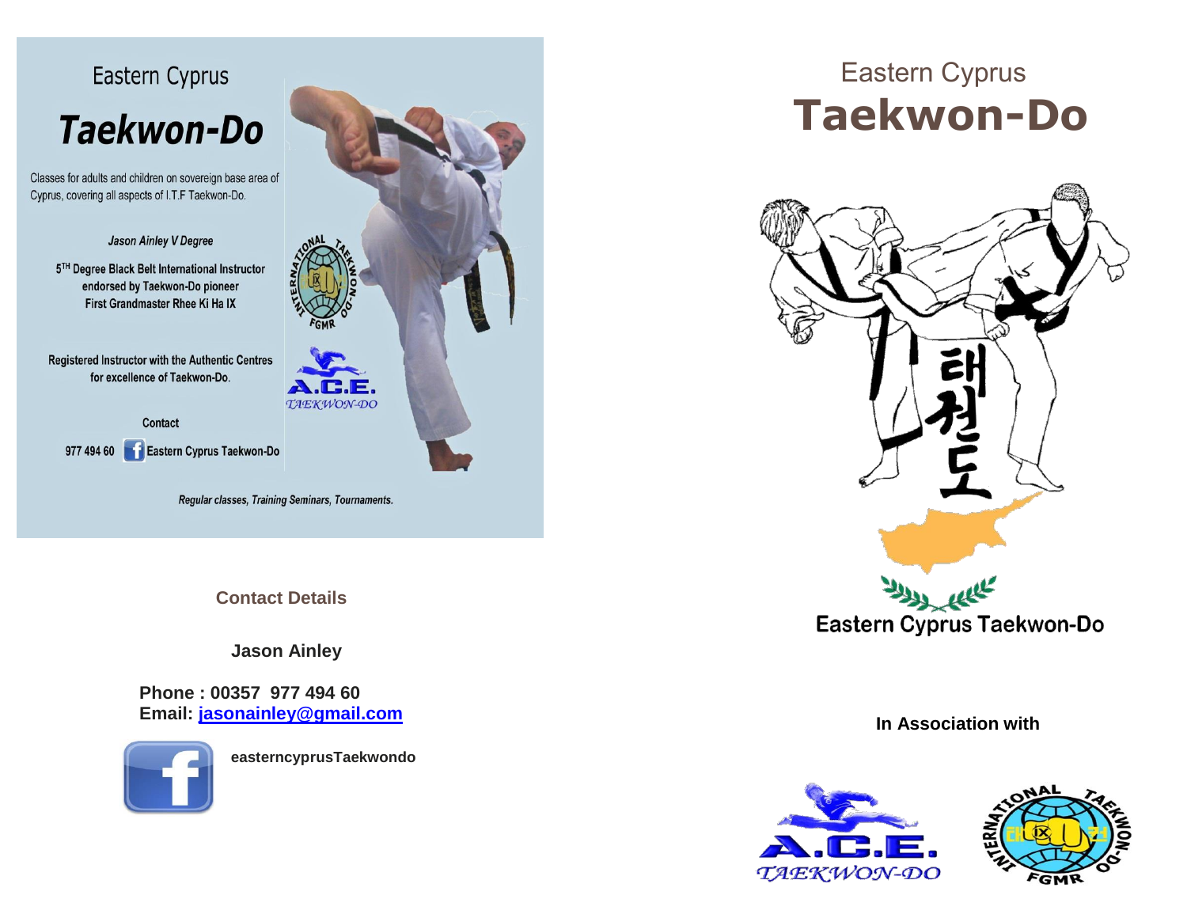Eastern Cyprus

# Taekwon-Do

Classes for adults and children on sovereign base area of Cyprus, covering all aspects of I.T.F Taekwon-Do.

*Jason Ainley V Degree*

5TH Degree Black Belt International Instructor endorsed by Taekwon-Do pioneer First Grandmaster Rhee Ki Ha IX

Registered Instructor with the Authentic Centres for excellence of Taekwon-Do.

Contact

977 494 60 Eastern Cyprus Taekwon-Do

*Regular classes, Training Seminars, Tournaments.*

**Contact Details**

**Jason Ainley**

**Phone : 00357 977 494 60**
**Email: jasonainley@gmail.com**

**easterncyprusTaekwondo**

Eastern Cyprus

# Taekwon-Do

태권도

Eastern Cyprus Taekwon-Do

**In Association with**

A.C.E. TAEKWON-DO

INTERNATIONAL TAEKWON-DO FGMR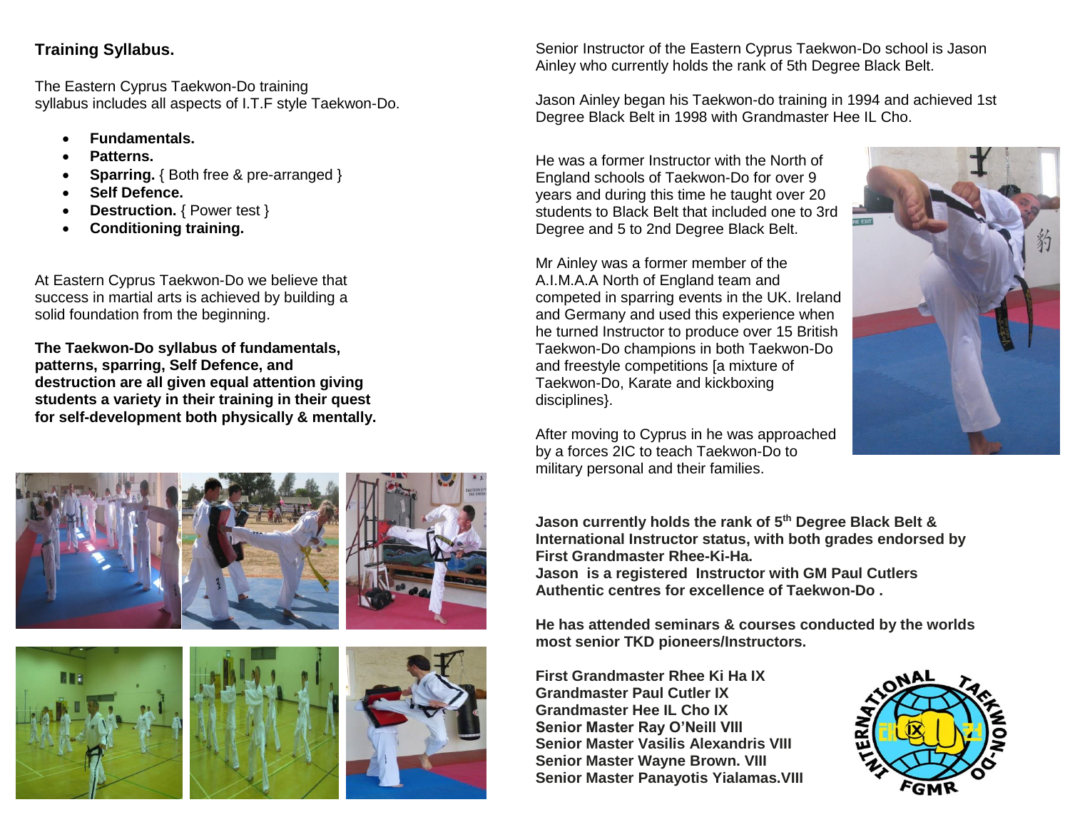## Training Syllabus.

The Eastern Cyprus Taekwon-Do training syllabus includes all aspects of I.T.F style Taekwon-Do.

- **Fundamentals.**
- **Patterns.**
- **Sparring.** { Both free & pre-arranged }
- **Self Defence.**
- **Destruction.** { Power test }
- **Conditioning training.**

At Eastern Cyprus Taekwon-Do we believe that success in martial arts is achieved by building a solid foundation from the beginning.

**The Taekwon-Do syllabus of fundamentals, patterns, sparring, Self Defence, and destruction are all given equal attention giving students a variety in their training in their quest for self-development both physically & mentally.**

Senior Instructor of the Eastern Cyprus Taekwon-Do school is Jason Ainley who currently holds the rank of 5th Degree Black Belt.

Jason Ainley began his Taekwon-do training in 1994 and achieved 1st Degree Black Belt in 1998 with Grandmaster Hee IL Cho.

He was a former Instructor with the North of England schools of Taekwon-Do for over 9 years and during this time he taught over 20 students to Black Belt that included one to 3rd Degree and 5 to 2nd Degree Black Belt.

Mr Ainley was a former member of the A.I.M.A.A North of England team and competed in sparring events in the UK. Ireland and Germany and used this experience when he turned Instructor to produce over 15 British Taekwon-Do champions in both Taekwon-Do and freestyle competitions [a mixture of Taekwon-Do, Karate and kickboxing disciplines}.

After moving to Cyprus in he was approached by a forces 2IC to teach Taekwon-Do to military personal and their families.

**Jason currently holds the rank of 5th Degree Black Belt & International Instructor status, with both grades endorsed by First Grandmaster Rhee-Ki-Ha.**
**Jason is a registered Instructor with GM Paul Cutlers Authentic centres for excellence of Taekwon-Do .**

**He has attended seminars & courses conducted by the worlds most senior TKD pioneers/Instructors.**

**First Grandmaster Rhee Ki Ha IX**
**Grandmaster Paul Cutler IX**
**Grandmaster Hee IL Cho IX**
**Senior Master Ray O'Neill VIII**
**Senior Master Vasilis Alexandris VIII**
**Senior Master Wayne Brown. VIII**
**Senior Master Panayotis Yialamas.VIII**